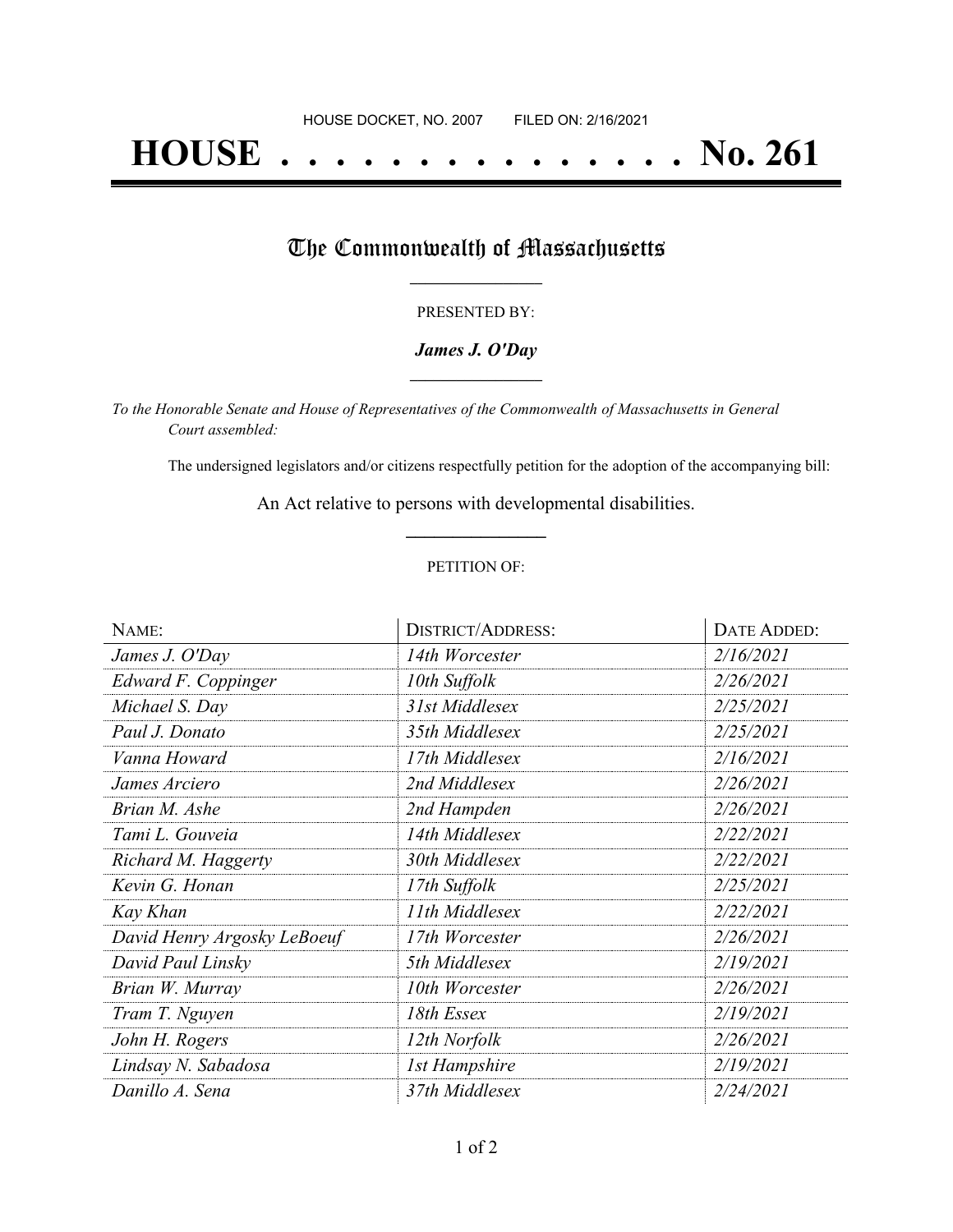HOUSE DOCKET, NO. 2007        FILED ON: 2/16/2021

# HOUSE . . . . . . . . . . . . . . . No. 261

## The Commonwealth of Massachusetts

PRESENTED BY:

***James J. O'Day***

*To the Honorable Senate and House of Representatives of the Commonwealth of Massachusetts in General Court assembled:*

The undersigned legislators and/or citizens respectfully petition for the adoption of the accompanying bill:

An Act relative to persons with developmental disabilities.

PETITION OF:

| NAME: | DISTRICT/ADDRESS: | DATE ADDED: |
|---|---|---|
| *James J. O'Day* | *14th Worcester* | *2/16/2021* |
| *Edward F. Coppinger* | *10th Suffolk* | *2/26/2021* |
| *Michael S. Day* | *31st Middlesex* | *2/25/2021* |
| *Paul J. Donato* | *35th Middlesex* | *2/25/2021* |
| *Vanna Howard* | *17th Middlesex* | *2/16/2021* |
| *James Arciero* | *2nd Middlesex* | *2/26/2021* |
| *Brian M. Ashe* | *2nd Hampden* | *2/26/2021* |
| *Tami L. Gouveia* | *14th Middlesex* | *2/22/2021* |
| *Richard M. Haggerty* | *30th Middlesex* | *2/22/2021* |
| *Kevin G. Honan* | *17th Suffolk* | *2/25/2021* |
| *Kay Khan* | *11th Middlesex* | *2/22/2021* |
| *David Henry Argosky LeBoeuf* | *17th Worcester* | *2/26/2021* |
| *David Paul Linsky* | *5th Middlesex* | *2/19/2021* |
| *Brian W. Murray* | *10th Worcester* | *2/26/2021* |
| *Tram T. Nguyen* | *18th Essex* | *2/19/2021* |
| *John H. Rogers* | *12th Norfolk* | *2/26/2021* |
| *Lindsay N. Sabadosa* | *1st Hampshire* | *2/19/2021* |
| *Danillo A. Sena* | *37th Middlesex* | *2/24/2021* |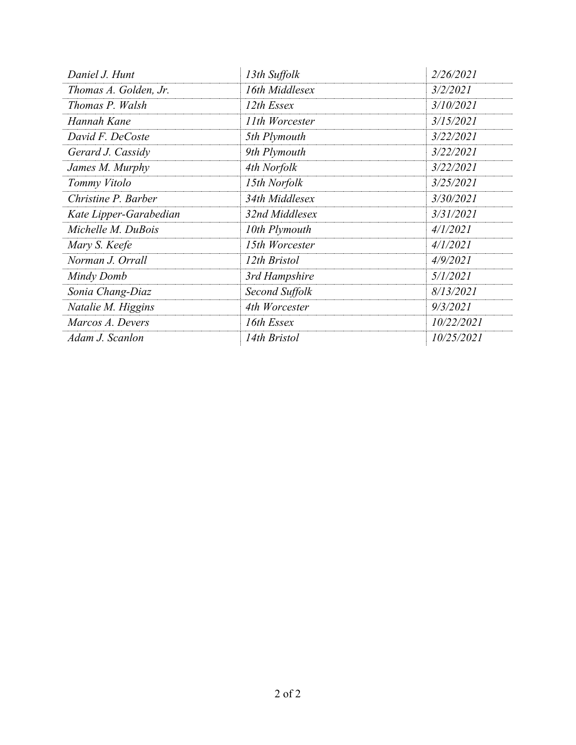| | | |
|---|---|---|
| *Daniel J. Hunt* | *13th Suffolk* | *2/26/2021* |
| *Thomas A. Golden, Jr.* | *16th Middlesex* | *3/2/2021* |
| *Thomas P. Walsh* | *12th Essex* | *3/10/2021* |
| *Hannah Kane* | *11th Worcester* | *3/15/2021* |
| *David F. DeCoste* | *5th Plymouth* | *3/22/2021* |
| *Gerard J. Cassidy* | *9th Plymouth* | *3/22/2021* |
| *James M. Murphy* | *4th Norfolk* | *3/22/2021* |
| *Tommy Vitolo* | *15th Norfolk* | *3/25/2021* |
| *Christine P. Barber* | *34th Middlesex* | *3/30/2021* |
| *Kate Lipper-Garabedian* | *32nd Middlesex* | *3/31/2021* |
| *Michelle M. DuBois* | *10th Plymouth* | *4/1/2021* |
| *Mary S. Keefe* | *15th Worcester* | *4/1/2021* |
| *Norman J. Orrall* | *12th Bristol* | *4/9/2021* |
| *Mindy Domb* | *3rd Hampshire* | *5/1/2021* |
| *Sonia Chang-Diaz* | *Second Suffolk* | *8/13/2021* |
| *Natalie M. Higgins* | *4th Worcester* | *9/3/2021* |
| *Marcos A. Devers* | *16th Essex* | *10/22/2021* |
| *Adam J. Scanlon* | *14th Bristol* | *10/25/2021* |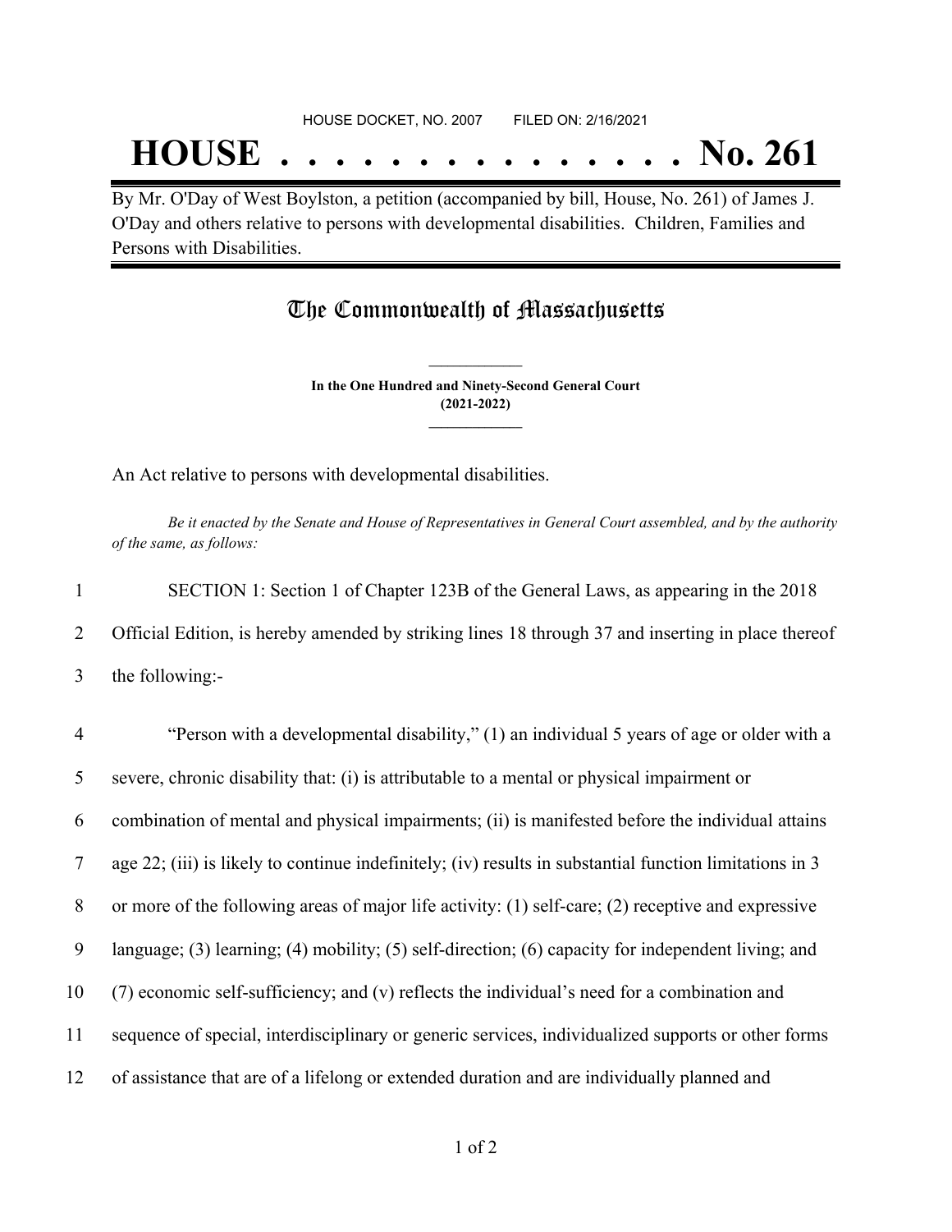HOUSE DOCKET, NO. 2007 FILED ON: 2/16/2021

# HOUSE . . . . . . . . . . . . . . . No. 261

By Mr. O'Day of West Boylston, a petition (accompanied by bill, House, No. 261) of James J. O'Day and others relative to persons with developmental disabilities. Children, Families and Persons with Disabilities.

## The Commonwealth of Massachusetts

**In the One Hundred and Ninety-Second General Court**
**(2021-2022)**

An Act relative to persons with developmental disabilities.

*Be it enacted by the Senate and House of Representatives in General Court assembled, and by the authority of the same, as follows:*

1 SECTION 1: Section 1 of Chapter 123B of the General Laws, as appearing in the 2018
2 Official Edition, is hereby amended by striking lines 18 through 37 and inserting in place thereof
3 the following:-

4 "Person with a developmental disability," (1) an individual 5 years of age or older with a
5 severe, chronic disability that: (i) is attributable to a mental or physical impairment or
6 combination of mental and physical impairments; (ii) is manifested before the individual attains
7 age 22; (iii) is likely to continue indefinitely; (iv) results in substantial function limitations in 3
8 or more of the following areas of major life activity: (1) self-care; (2) receptive and expressive
9 language; (3) learning; (4) mobility; (5) self-direction; (6) capacity for independent living; and
10 (7) economic self-sufficiency; and (v) reflects the individual's need for a combination and
11 sequence of special, interdisciplinary or generic services, individualized supports or other forms
12 of assistance that are of a lifelong or extended duration and are individually planned and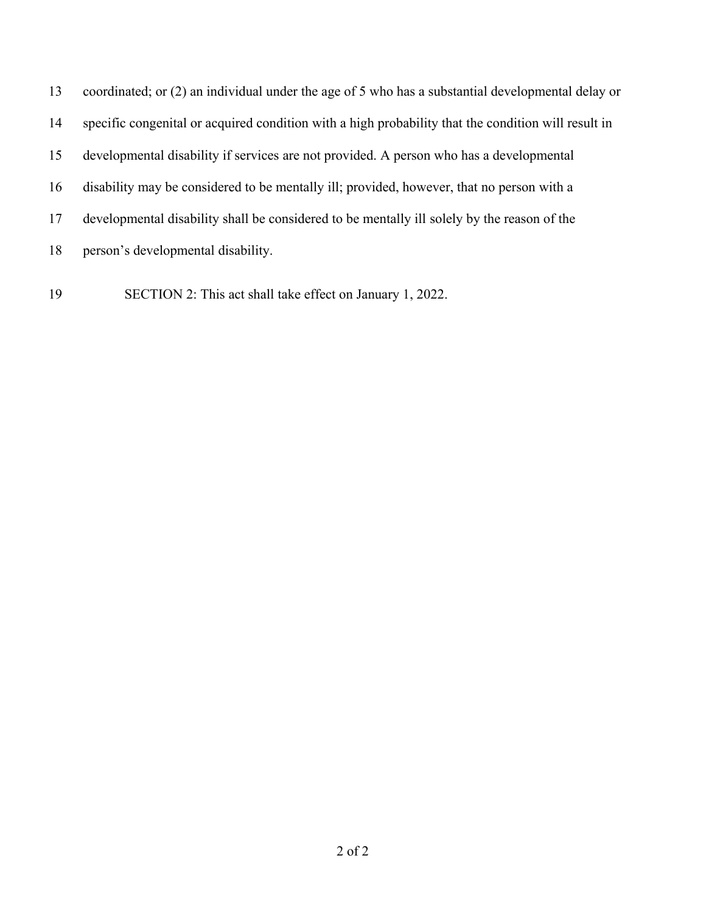coordinated; or (2) an individual under the age of 5 who has a substantial developmental delay or specific congenital or acquired condition with a high probability that the condition will result in developmental disability if services are not provided. A person who has a developmental disability may be considered to be mentally ill; provided, however, that no person with a developmental disability shall be considered to be mentally ill solely by the reason of the person's developmental disability.

SECTION 2: This act shall take effect on January 1, 2022.